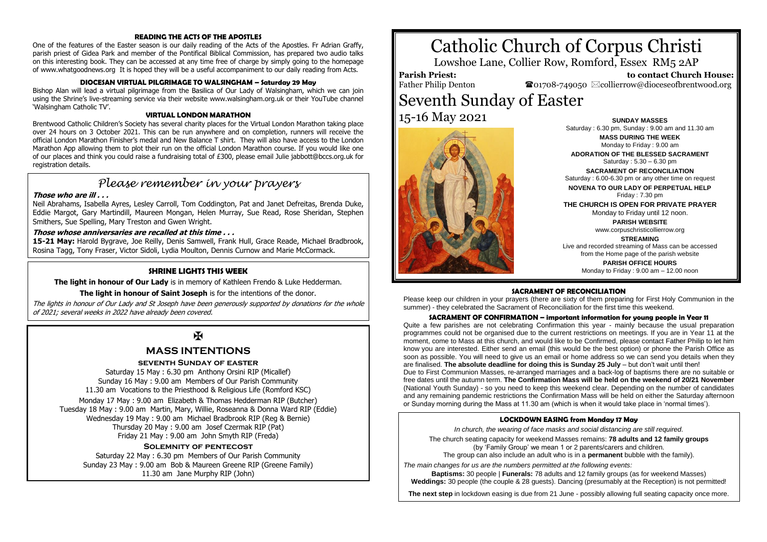# Catholic Church of Corpus Christi

Lowshoe Lane, Collier Row, Romford, Essex RM5 2AP

**Parish Priest:** Father Philip Denton

**to contact Church House:** ☎01708-749050 ✉collierrow@dioceseofbrentwood.org

# Seventh Sunday of Easter

15-16 May 2021

**SUNDAY MASSES**
Saturday : 6.30 pm, Sunday : 9.00 am and 11.30 am

**MASS DURING THE WEEK**
Monday to Friday : 9.00 am

**ADORATION OF THE BLESSED SACRAMENT**
Saturday : 5.30 – 6.30 pm

**SACRAMENT OF RECONCILIATION**
Saturday : 6.00-6.30 pm or any other time on request

**NOVENA TO OUR LADY OF PERPETUAL HELP**
Friday : 7.30 pm

**THE CHURCH IS OPEN FOR PRIVATE PRAYER**
Monday to Friday until 12 noon.

**PARISH WEBSITE**
www.corpuschristicollierrow.org

**STREAMING**
Live and recorded streaming of Mass can be accessed from the Home page of the parish website

**PARISH OFFICE HOURS**
Monday to Friday : 9.00 am – 12.00 noon

### SACRAMENT OF RECONCILIATION

Please keep our children in your prayers (there are sixty of them preparing for First Holy Communion in the summer) - they celebrated the Sacrament of Reconciliation for the first time this weekend.

### SACRAMENT OF CONFIRMATION – important information for young people in Year 11

Quite a few parishes are not celebrating Confirmation this year - mainly because the usual preparation programmes could not be organised due to the current restrictions on meetings. If you are in Year 11 at the moment, come to Mass at this church, and would like to be Confirmed, please contact Father Philip to let him know you are interested. Either send an email (this would be the best option) or phone the Parish Office as soon as possible. You will need to give us an email or home address so we can send you details when they are finalised. **The absolute deadline for doing this is Sunday 25 July** – but don't wait until then!

Due to First Communion Masses, re-arranged marriages and a back-log of baptisms there are no suitable or free dates until the autumn term. **The Confirmation Mass will be held on the weekend of 20/21 November** (National Youth Sunday) - so you need to keep this weekend clear. Depending on the number of candidates and any remaining pandemic restrictions the Confirmation Mass will be held on either the Saturday afternoon or Sunday morning during the Mass at 11.30 am (which is when it would take place in 'normal times').

### LOCKDOWN EASING from Monday 17 May

*In church, the wearing of face masks and social distancing are still required.*

The church seating capacity for weekend Masses remains: **78 adults and 12 family groups** (by 'Family Group' we mean 1 or 2 parents/carers and children. The group can also include an adult who is in a **permanent** bubble with the family).

*The main changes for us are the numbers permitted at the following events:*

**Baptisms:** 30 people | **Funerals:** 78 adults and 12 family groups (as for weekend Masses)
**Weddings:** 30 people (the couple & 28 guests). Dancing (presumably at the Reception) is not permitted!

**The next step** in lockdown easing is due from 21 June - possibly allowing full seating capacity once more.

### READING THE ACTS OF THE APOSTLES

One of the features of the Easter season is our daily reading of the Acts of the Apostles. Fr Adrian Graffy, parish priest of Gidea Park and member of the Pontifical Biblical Commission, has prepared two audio talks on this interesting book. They can be accessed at any time free of charge by simply going to the homepage of www.whatgoodnews.org It is hoped they will be a useful accompaniment to our daily reading from Acts.

### DIOCESAN VIRTUAL PILGRIMAGE TO WALSINGHAM – Saturday 29 May

Bishop Alan will lead a virtual pilgrimage from the Basilica of Our Lady of Walsingham, which we can join using the Shrine's live-streaming service via their website www.walsingham.org.uk or their YouTube channel 'Walsingham Catholic TV'.

### VIRTUAL LONDON MARATHON

Brentwood Catholic Children's Society has several charity places for the Virtual London Marathon taking place over 24 hours on 3 October 2021. This can be run anywhere and on completion, runners will receive the official London Marathon Finisher's medal and New Balance T shirt. They will also have access to the London Marathon App allowing them to plot their run on the official London Marathon course. If you would like one of our places and think you could raise a fundraising total of £300, please email Julie jabbott@bccs.org.uk for registration details.

## *Please remember in your prayers*

***Those who are ill . . .***

Neil Abrahams, Isabella Ayres, Lesley Carroll, Tom Coddington, Pat and Janet Defreitas, Brenda Duke, Eddie Margot, Gary Martindill, Maureen Mongan, Helen Murray, Sue Read, Rose Sheridan, Stephen Smithers, Sue Spelling, Mary Treston and Gwen Wright.

***Those whose anniversaries are recalled at this time . . .***

**15-21 May:** Harold Bygrave, Joe Reilly, Denis Samwell, Frank Hull, Grace Reade, Michael Bradbrook, Rosina Tagg, Tony Fraser, Victor Sidoli, Lydia Moulton, Dennis Curnow and Marie McCormack.

### SHRINE LIGHTS THIS WEEK

**The light in honour of Our Lady** is in memory of Kathleen Frendo & Luke Hedderman.

**The light in honour of Saint Joseph** is for the intentions of the donor.

*The lights in honour of Our Lady and St Joseph have been generously supported by donations for the whole of 2021; several weeks in 2022 have already been covered.*

✠

## MASS INTENTIONS

### Seventh Sunday of Easter

Saturday 15 May : 6.30 pm Anthony Orsini RIP (Micallef)
Sunday 16 May : 9.00 am Members of Our Parish Community
11.30 am Vocations to the Priesthood & Religious Life (Romford KSC)

Monday 17 May : 9.00 am Elizabeth & Thomas Hedderman RIP (Butcher)
Tuesday 18 May : 9.00 am Martin, Mary, Willie, Roseanna & Donna Ward RIP (Eddie)
Wednesday 19 May : 9.00 am Michael Bradbrook RIP (Reg & Bernie)
Thursday 20 May : 9.00 am Josef Czermak RIP (Pat)
Friday 21 May : 9.00 am John Smyth RIP (Freda)

### Solemnity of Pentecost

Saturday 22 May : 6.30 pm Members of Our Parish Community
Sunday 23 May : 9.00 am Bob & Maureen Greene RIP (Greene Family)
11.30 am Jane Murphy RIP (John)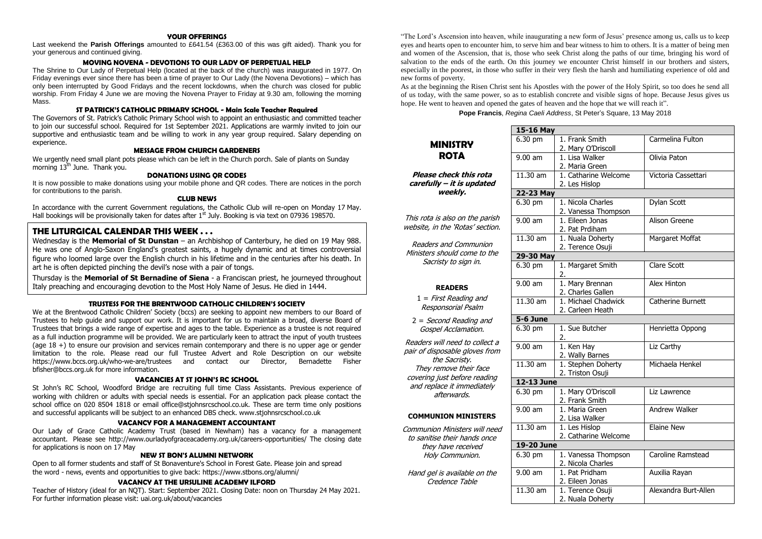### YOUR OFFERINGS

Last weekend the **Parish Offerings** amounted to £641.54 (£363.00 of this was gift aided). Thank you for your generous and continued giving.

### MOVING NOVENA - DEVOTIONS TO OUR LADY OF PERPETUAL HELP

The Shrine to Our Lady of Perpetual Help (located at the back of the church) was inaugurated in 1977. On Friday evenings ever since there has been a time of prayer to Our Lady (the Novena Devotions) – which has only been interrupted by Good Fridays and the recent lockdowns, when the church was closed for public worship. From Friday 4 June we are moving the Novena Prayer to Friday at 9.30 am, following the morning Mass.

### ST PATRICK'S CATHOLIC PRIMARY SCHOOL - Main Scale Teacher Required

The Governors of St. Patrick's Catholic Primary School wish to appoint an enthusiastic and committed teacher to join our successful school. Required for 1st September 2021. Applications are warmly invited to join our supportive and enthusiastic team and be willing to work in any year group required. Salary depending on experience.

### MESSAGE FROM CHURCH GARDENERS

We urgently need small plant pots please which can be left in the Church porch. Sale of plants on Sunday morning 13th June. Thank you.

### DONATIONS USING QR CODES

It is now possible to make donations using your mobile phone and QR codes. There are notices in the porch for contributions to the parish.

### CLUB NEWS

In accordance with the current Government regulations, the Catholic Club will re-open on Monday 17 May. Hall bookings will be provisionally taken for dates after 1st July. Booking is via text on 07936 198570.

## THE LITURGICAL CALENDAR THIS WEEK . . .

Wednesday is the **Memorial of St Dunstan** – an Archbishop of Canterbury, he died on 19 May 988. He was one of Anglo-Saxon England's greatest saints, a hugely dynamic and at times controversial figure who loomed large over the English church in his lifetime and in the centuries after his death. In art he is often depicted pinching the devil's nose with a pair of tongs.

Thursday is the **Memorial of St Bernadine of Siena** - a Franciscan priest, he journeyed throughout Italy preaching and encouraging devotion to the Most Holy Name of Jesus. He died in 1444.

### TRUSTESS FOR THE BRENTWOOD CATHOLIC CHILDREN'S SOCIETY

We at the Brentwood Catholic Children' Society (bccs) are seeking to appoint new members to our Board of Trustees to help guide and support our work. It is important for us to maintain a broad, diverse Board of Trustees that brings a wide range of expertise and ages to the table. Experience as a trustee is not required as a full induction programme will be provided. We are particularly keen to attract the input of youth trustees (age 18 +) to ensure our provision and services remain contemporary and there is no upper age or gender limitation to the role. Please read our full Trustee Advert and Role Description on our website https://www.bccs.org.uk/who-we-are/trustees and contact our Director, Bernadette Fisher bfisher@bccs.org.uk for more information.

### VACANCIES AT ST JOHN'S RC SCHOOL

St John's RC School, Woodford Bridge are recruiting full time Class Assistants. Previous experience of working with children or adults with special needs is essential. For an application pack please contact the school office on 020 8504 1818 or email office@stjohnsrcschool.co.uk. These are term time only positions and successful applicants will be subject to an enhanced DBS check. www.stjohnsrcschool.co.uk

### VACANCY FOR A MANAGEMENT ACCOUNTANT

Our Lady of Grace Catholic Academy Trust (based in Newham) has a vacancy for a management accountant. Please see http://www.ourladyofgraceacademy.org.uk/careers-opportunities/ The closing date for applications is noon on 17 May

### NEW ST BON'S ALUMNI NETWORK

Open to all former students and staff of St Bonaventure's School in Forest Gate. Please join and spread the word - news, events and opportunities to give back: https://www.stbons.org/alumni/

### VACANCY AT THE URSULINE ACADEMY ILFORD

Teacher of History (ideal for an NQT). Start: September 2021. Closing Date: noon on Thursday 24 May 2021. For further information please visit: uai.org.uk/about/vacancies

"The Lord's Ascension into heaven, while inaugurating a new form of Jesus' presence among us, calls us to keep eyes and hearts open to encounter him, to serve him and bear witness to him to others. It is a matter of being men and women of the Ascension, that is, those who seek Christ along the paths of our time, bringing his word of salvation to the ends of the earth. On this journey we encounter Christ himself in our brothers and sisters, especially in the poorest, in those who suffer in their very flesh the harsh and humiliating experience of old and new forms of poverty.

As at the beginning the Risen Christ sent his Apostles with the power of the Holy Spirit, so too does he send all of us today, with the same power, so as to create concrete and visible signs of hope. Because Jesus gives us hope. He went to heaven and opened the gates of heaven and the hope that we will reach it".

**Pope Francis**, *Regina Caeli Address*, St Peter's Square, 13 May 2018

## MINISTRY ROTA

***Please check this rota carefully – it is updated weekly.***

*This rota is also on the parish website, in the 'Rotas' section.*

*Readers and Communion Ministers should come to the Sacristy to sign in.*

### READERS

1 = *First Reading and Responsorial Psalm*

2 = *Second Reading and Gospel Acclamation.*

*Readers will need to collect a pair of disposable gloves from the Sacristy. They remove their face covering just before reading and replace it immediately afterwards.*

### COMMUNION MINISTERS

*Communion Ministers will need to sanitise their hands once they have received Holy Communion.*

*Hand gel is available on the Credence Table*

| | | |
|---|---|---|
| **15-16 May** | | |
| 6.30 pm | 1. Frank Smith<br>2. Mary O'Driscoll | Carmelina Fulton |
| 9.00 am | 1. Lisa Walker<br>2. Maria Green | Olivia Paton |
| 11.30 am | 1. Catharine Welcome<br>2. Les Hislop | Victoria Cassettari |
| **22-23 May** | | |
| 6.30 pm | 1. Nicola Charles<br>2. Vanessa Thompson | Dylan Scott |
| 9.00 am | 1. Eileen Jonas<br>2. Pat Prdiham | Alison Greene |
| 11.30 am | 1. Nuala Doherty<br>2. Terence Osuji | Margaret Moffat |
| **29-30 May** | | |
| 6.30 pm | 1. Margaret Smith<br>2. | Clare Scott |
| 9.00 am | 1. Mary Brennan<br>2. Charles Gallen | Alex Hinton |
| 11.30 am | 1. Michael Chadwick<br>2. Carleen Heath | Catherine Burnett |
| **5-6 June** | | |
| 6.30 pm | 1. Sue Butcher<br>2. | Henrietta Oppong |
| 9.00 am | 1. Ken Hay<br>2. Wally Barnes | Liz Carthy |
| 11.30 am | 1. Stephen Doherty<br>2. Triston Osuji | Michaela Henkel |
| **12-13 June** | | |
| 6.30 pm | 1. Mary O'Driscoll<br>2. Frank Smith | Liz Lawrence |
| 9.00 am | 1. Maria Green<br>2. Lisa Walker | Andrew Walker |
| 11.30 am | 1. Les Hislop<br>2. Catharine Welcome | Elaine New |
| **19-20 June** | | |
| 6.30 pm | 1. Vanessa Thompson<br>2. Nicola Charles | Caroline Ramstead |
| 9.00 am | 1. Pat Pridham<br>2. Eileen Jonas | Auxilia Rayan |
| 11.30 am | 1. Terence Osuji<br>2. Nuala Doherty | Alexandra Burt-Allen |